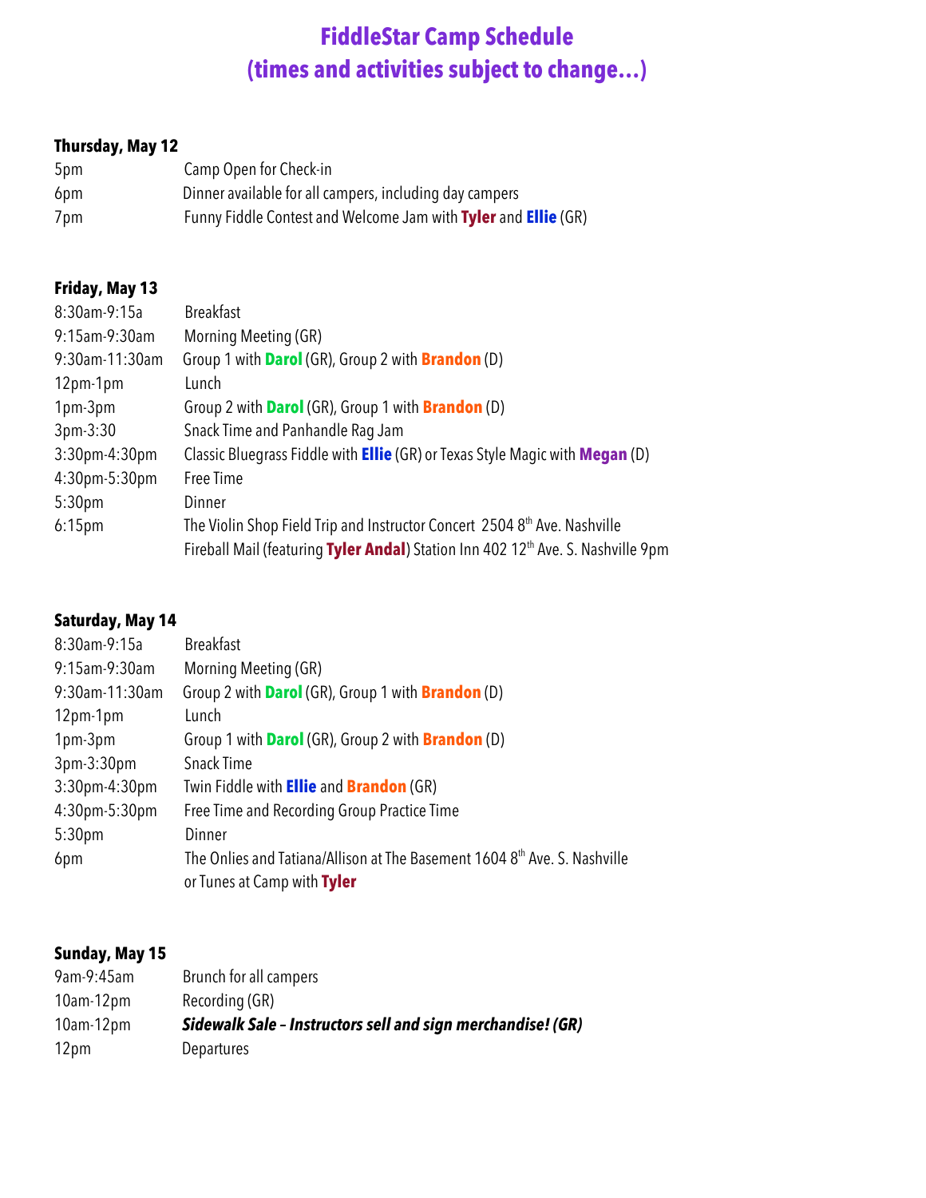# FiddleStar Camp Schedule
# (times and activities subject to change…)

**Thursday, May 12**

| | |
|---|---|
| 5pm | Camp Open for Check-in |
| 6pm | Dinner available for all campers, including day campers |
| 7pm | Funny Fiddle Contest and Welcome Jam with **Tyler** and **Ellie** (GR) |

**Friday, May 13**

| | |
|---|---|
| 8:30am-9:15a | Breakfast |
| 9:15am-9:30am | Morning Meeting (GR) |
| 9:30am-11:30am | Group 1 with **Darol** (GR), Group 2 with **Brandon** (D) |
| 12pm-1pm | Lunch |
| 1pm-3pm | Group 2 with **Darol** (GR), Group 1 with **Brandon** (D) |
| 3pm-3:30 | Snack Time and Panhandle Rag Jam |
| 3:30pm-4:30pm | Classic Bluegrass Fiddle with **Ellie** (GR) or Texas Style Magic with **Megan** (D) |
| 4:30pm-5:30pm | Free Time |
| 5:30pm | Dinner |
| 6:15pm | The Violin Shop Field Trip and Instructor Concert 2504 8th Ave. Nashville<br>Fireball Mail (featuring **Tyler Andal**) Station Inn 402 12th Ave. S. Nashville 9pm |

**Saturday, May 14**

| | |
|---|---|
| 8:30am-9:15a | Breakfast |
| 9:15am-9:30am | Morning Meeting (GR) |
| 9:30am-11:30am | Group 2 with **Darol** (GR), Group 1 with **Brandon** (D) |
| 12pm-1pm | Lunch |
| 1pm-3pm | Group 1 with **Darol** (GR), Group 2 with **Brandon** (D) |
| 3pm-3:30pm | Snack Time |
| 3:30pm-4:30pm | Twin Fiddle with **Ellie** and **Brandon** (GR) |
| 4:30pm-5:30pm | Free Time and Recording Group Practice Time |
| 5:30pm | Dinner |
| 6pm | The Onlies and Tatiana/Allison at The Basement 1604 8th Ave. S. Nashville<br>or Tunes at Camp with **Tyler** |

**Sunday, May 15**

| | |
|---|---|
| 9am-9:45am | Brunch for all campers |
| 10am-12pm | Recording (GR) |
| 10am-12pm | ***Sidewalk Sale – Instructors sell and sign merchandise! (GR)*** |
| 12pm | Departures |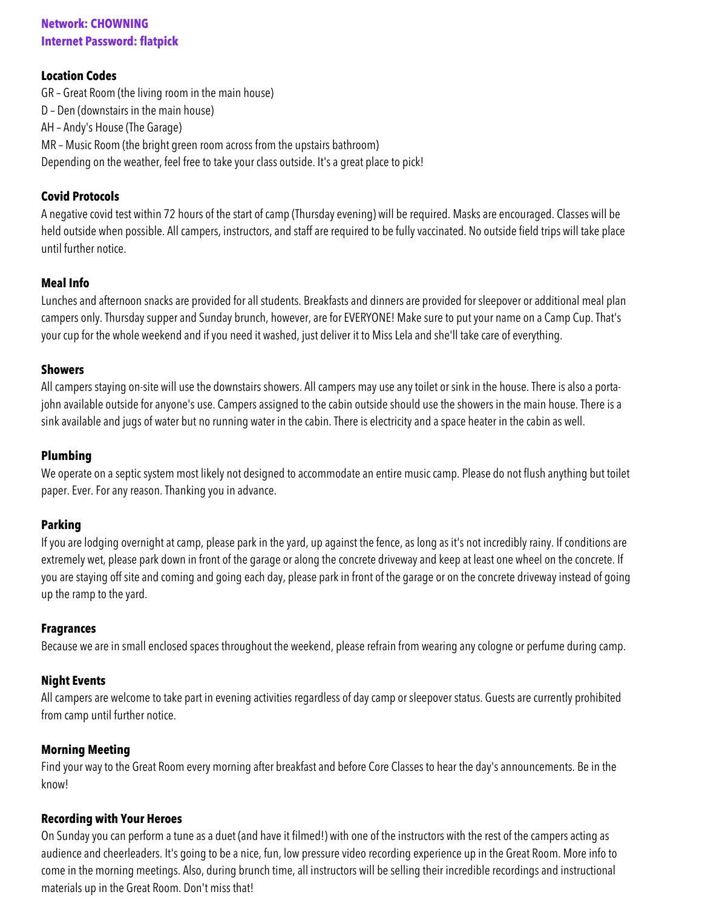**Network: CHOWNING**
**Internet Password: flatpick**

### Location Codes

GR – Great Room (the living room in the main house)
D – Den (downstairs in the main house)
AH – Andy's House (The Garage)
MR – Music Room (the bright green room across from the upstairs bathroom)
Depending on the weather, feel free to take your class outside. It's a great place to pick!

### Covid Protocols

A negative covid test within 72 hours of the start of camp (Thursday evening) will be required. Masks are encouraged. Classes will be held outside when possible. All campers, instructors, and staff are required to be fully vaccinated. No outside field trips will take place until further notice.

### Meal Info

Lunches and afternoon snacks are provided for all students. Breakfasts and dinners are provided for sleepover or additional meal plan campers only. Thursday supper and Sunday brunch, however, are for EVERYONE! Make sure to put your name on a Camp Cup. That's your cup for the whole weekend and if you need it washed, just deliver it to Miss Lela and she'll take care of everything.

### Showers

All campers staying on-site will use the downstairs showers. All campers may use any toilet or sink in the house. There is also a porta-john available outside for anyone's use. Campers assigned to the cabin outside should use the showers in the main house. There is a sink available and jugs of water but no running water in the cabin. There is electricity and a space heater in the cabin as well.

### Plumbing

We operate on a septic system most likely not designed to accommodate an entire music camp. Please do not flush anything but toilet paper. Ever. For any reason. Thanking you in advance.

### Parking

If you are lodging overnight at camp, please park in the yard, up against the fence, as long as it's not incredibly rainy. If conditions are extremely wet, please park down in front of the garage or along the concrete driveway and keep at least one wheel on the concrete. If you are staying off site and coming and going each day, please park in front of the garage or on the concrete driveway instead of going up the ramp to the yard.

### Fragrances

Because we are in small enclosed spaces throughout the weekend, please refrain from wearing any cologne or perfume during camp.

### Night Events

All campers are welcome to take part in evening activities regardless of day camp or sleepover status. Guests are currently prohibited from camp until further notice.

### Morning Meeting

Find your way to the Great Room every morning after breakfast and before Core Classes to hear the day's announcements. Be in the know!

### Recording with Your Heroes

On Sunday you can perform a tune as a duet (and have it filmed!) with one of the instructors with the rest of the campers acting as audience and cheerleaders. It's going to be a nice, fun, low pressure video recording experience up in the Great Room. More info to come in the morning meetings. Also, during brunch time, all instructors will be selling their incredible recordings and instructional materials up in the Great Room. Don't miss that!